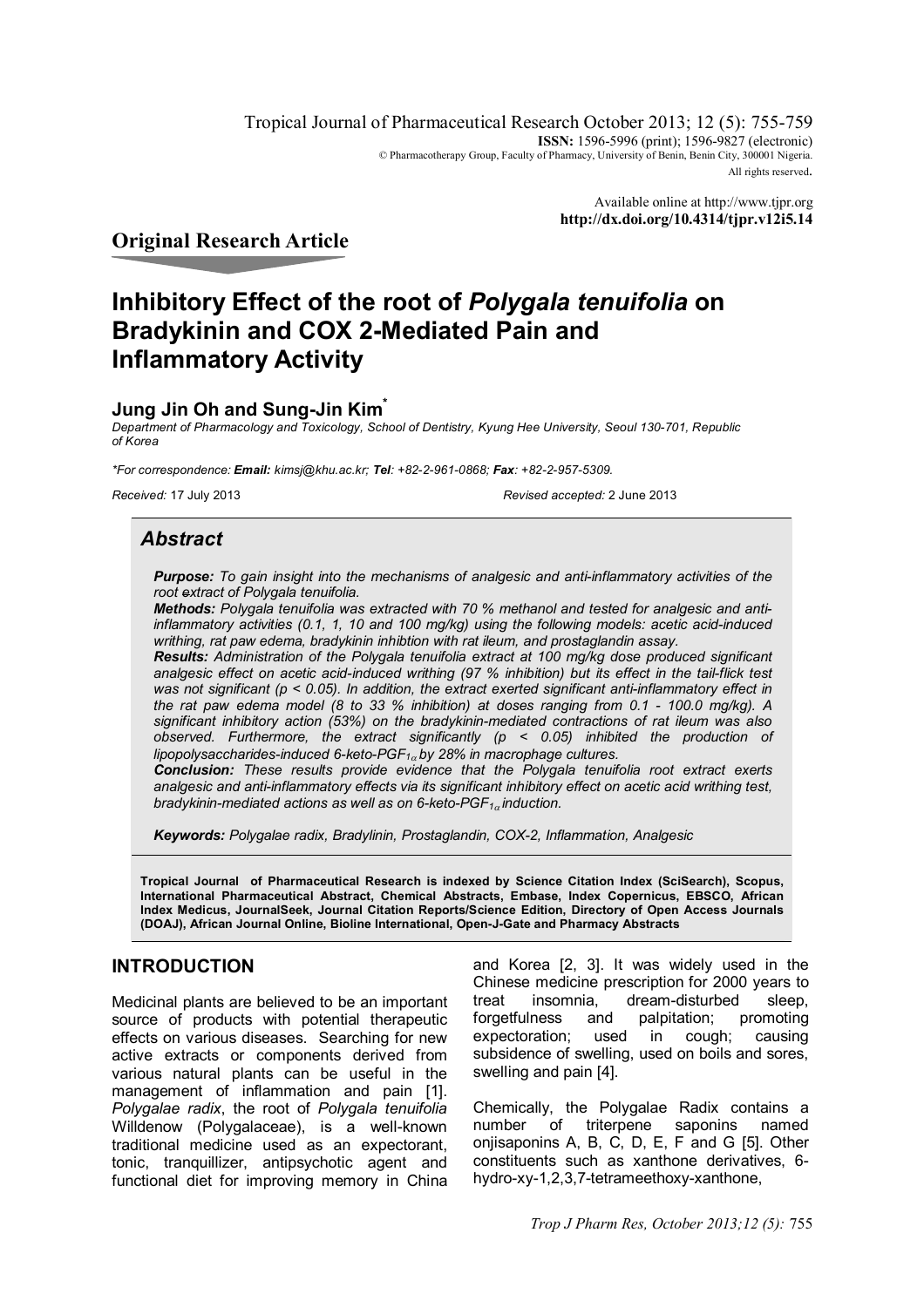Tropical Journal of Pharmaceutical Research October 2013; 12 (5): 755-759
**ISSN:** 1596-5996 (print); 1596-9827 (electronic)
© Pharmacotherapy Group, Faculty of Pharmacy, University of Benin, Benin City, 300001 Nigeria.
All rights reserved.

Available online at http://www.tjpr.org
**http://dx.doi.org/10.4314/tjpr.v12i5.14**

## Original Research Article

# Inhibitory Effect of the root of *Polygala tenuifolia* on Bradykinin and COX 2-Mediated Pain and Inflammatory Activity

**Jung Jin Oh and Sung-Jin Kim***

*Department of Pharmacology and Toxicology, School of Dentistry, Kyung Hee University, Seoul 130-701, Republic of Korea*

**For correspondence: **Email:** kimsj@khu.ac.kr; **Tel**: +82-2-961-0868; **Fax**: +82-2-957-5309.*

*Received:* 17 July 2013 *Revised accepted:* 2 June 2013

## *Abstract*

***Purpose:*** *To gain insight into the mechanisms of analgesic and anti-inflammatory activities of the root extract of Polygala tenuifolia.*

***Methods:*** *Polygala tenuifolia was extracted with 70 % methanol and tested for analgesic and anti-inflammatory activities (0.1, 1, 10 and 100 mg/kg) using the following models: acetic acid-induced writhing, rat paw edema, bradykinin inhibtion with rat ileum, and prostaglandin assay.*

***Results:*** *Administration of the Polygala tenuifolia extract at 100 mg/kg dose produced significant analgesic effect on acetic acid-induced writhing (97 % inhibition) but its effect in the tail-flick test was not significant ($p < 0.05$). In addition, the extract exerted significant anti-inflammatory effect in the rat paw edema model (8 to 33 % inhibition) at doses ranging from 0.1 - 100.0 mg/kg). A significant inhibitory action (53%) on the bradykinin-mediated contractions of rat ileum was also observed. Furthermore, the extract significantly ($p < 0.05$) inhibited the production of lipopolysaccharides-induced 6-keto-PGF$_{1\alpha}$ by 28% in macrophage cultures.*

***Conclusion:*** *These results provide evidence that the Polygala tenuifolia root extract exerts analgesic and anti-inflammatory effects via its significant inhibitory effect on acetic acid writhing test, bradykinin-mediated actions as well as on 6-keto-PGF$_{1\alpha}$ induction.*

***Keywords:*** *Polygalae radix, Bradylinin, Prostaglandin, COX-2, Inflammation, Analgesic*

**Tropical Journal of Pharmaceutical Research is indexed by Science Citation Index (SciSearch), Scopus, International Pharmaceutical Abstract, Chemical Abstracts, Embase, Index Copernicus, EBSCO, African Index Medicus, JournalSeek, Journal Citation Reports/Science Edition, Directory of Open Access Journals (DOAJ), African Journal Online, Bioline International, Open-J-Gate and Pharmacy Abstracts**

## INTRODUCTION

Medicinal plants are believed to be an important source of products with potential therapeutic effects on various diseases. Searching for new active extracts or components derived from various natural plants can be useful in the management of inflammation and pain [1]. *Polygalae radix*, the root of *Polygala tenuifolia* Willdenow (Polygalaceae), is a well-known traditional medicine used as an expectorant, tonic, tranquillizer, antipsychotic agent and functional diet for improving memory in China and Korea [2, 3]. It was widely used in the Chinese medicine prescription for 2000 years to treat insomnia, dream-disturbed sleep, forgetfulness and palpitation; promoting expectoration; used in cough; causing subsidence of swelling, used on boils and sores, swelling and pain [4].

Chemically, the Polygalae Radix contains a number of triterpene saponins named onjisaponins A, B, C, D, E, F and G [5]. Other constituents such as xanthone derivatives, 6-hydro-xy-1,2,3,7-tetrameethoxy-xanthone,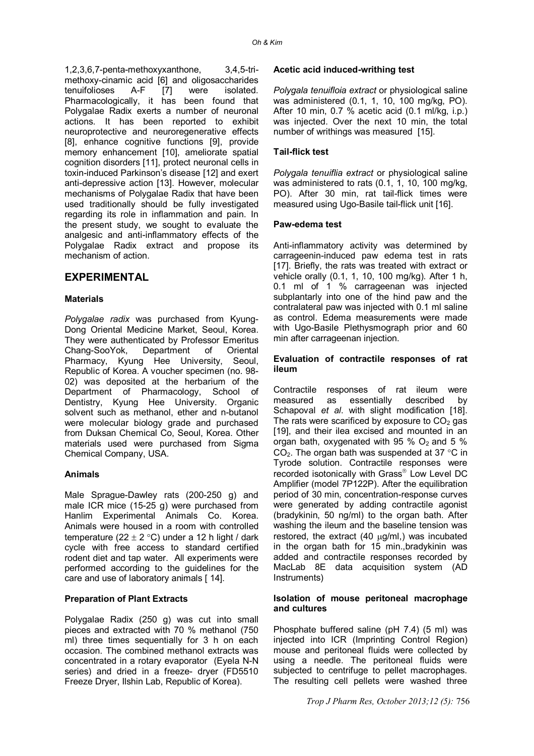1,2,3,6,7-penta-methoxyxanthone, 3,4,5-tri-methoxy-cinamic acid [6] and oligosaccharides tenuifolioses A-F [7] were isolated. Pharmacologically, it has been found that Polygalae Radix exerts a number of neuronal actions. It has been reported to exhibit neuroprotective and neuroregenerative effects [8], enhance cognitive functions [9], provide memory enhancement [10], ameliorate spatial cognition disorders [11], protect neuronal cells in toxin-induced Parkinson's disease [12] and exert anti-depressive action [13]. However, molecular mechanisms of Polygalae Radix that have been used traditionally should be fully investigated regarding its role in inflammation and pain. In the present study, we sought to evaluate the analgesic and anti-inflammatory effects of the Polygalae Radix extract and propose its mechanism of action.

## EXPERIMENTAL

### Materials

*Polygalae radix* was purchased from Kyung-Dong Oriental Medicine Market, Seoul, Korea. They were authenticated by Professor Emeritus Chang-SooYok, Department of Oriental Pharmacy, Kyung Hee University, Seoul, Republic of Korea. A voucher specimen (no. 98-02) was deposited at the herbarium of the Department of Pharmacology, School of Dentistry, Kyung Hee University. Organic solvent such as methanol, ether and n-butanol were molecular biology grade and purchased from Duksan Chemical Co, Seoul, Korea. Other materials used were purchased from Sigma Chemical Company, USA.

### Animals

Male Sprague-Dawley rats (200-250 g) and male ICR mice (15-25 g) were purchased from Hanlim Experimental Animals Co. Korea. Animals were housed in a room with controlled temperature (22 ± 2 °C) under a 12 h light / dark cycle with free access to standard certified rodent diet and tap water. All experiments were performed according to the guidelines for the care and use of laboratory animals [ 14].

### Preparation of Plant Extracts

Polygalae Radix (250 g) was cut into small pieces and extracted with 70 % methanol (750 ml) three times sequentially for 3 h on each occasion. The combined methanol extracts was concentrated in a rotary evaporator (Eyela N-N series) and dried in a freeze- dryer (FD5510 Freeze Dryer, Ilshin Lab, Republic of Korea).

### Acetic acid induced-writhing test

*Polygala tenuifloia extract* or physiological saline was administered (0.1, 1, 10, 100 mg/kg, PO). After 10 min, 0.7 % acetic acid (0.1 ml/kg, i.p.) was injected. Over the next 10 min, the total number of writhings was measured [15].

### Tail-flick test

*Polygala tenuiflia extract* or physiological saline was administered to rats (0.1, 1, 10, 100 mg/kg, PO). After 30 min, rat tail-flick times were measured using Ugo-Basile tail-flick unit [16].

### Paw-edema test

Anti-inflammatory activity was determined by carrageenin-induced paw edema test in rats [17]. Briefly, the rats was treated with extract or vehicle orally (0.1, 1, 10, 100 mg/kg). After 1 h, 0.1 ml of 1 % carrageenan was injected subplantarly into one of the hind paw and the contralateral paw was injected with 0.1 ml saline as control. Edema measurements were made with Ugo-Basile Plethysmograph prior and 60 min after carrageenan injection.

### Evaluation of contractile responses of rat ileum

Contractile responses of rat ileum were measured as essentially described by Schapoval *et al*. with slight modification [18]. The rats were scarificed by exposure to $CO_2$ gas [19], and their ilea excised and mounted in an organ bath, oxygenated with 95 % $O_2$ and 5 % $CO_2$. The organ bath was suspended at 37 °C in Tyrode solution. Contractile responses were recorded isotonically with Grass® Low Level DC Amplifier (model 7P122P). After the equilibration period of 30 min, concentration-response curves were generated by adding contractile agonist (bradykinin, 50 ng/ml) to the organ bath. After washing the ileum and the baseline tension was restored, the extract (40 μg/ml,) was incubated in the organ bath for 15 min.,bradykinin was added and contractile responses recorded by MacLab 8E data acquisition system (AD Instruments)

### Isolation of mouse peritoneal macrophage and cultures

Phosphate buffered saline (pH 7.4) (5 ml) was injected into ICR (Imprinting Control Region) mouse and peritoneal fluids were collected by using a needle. The peritoneal fluids were subjected to centrifuge to pellet macrophages. The resulting cell pellets were washed three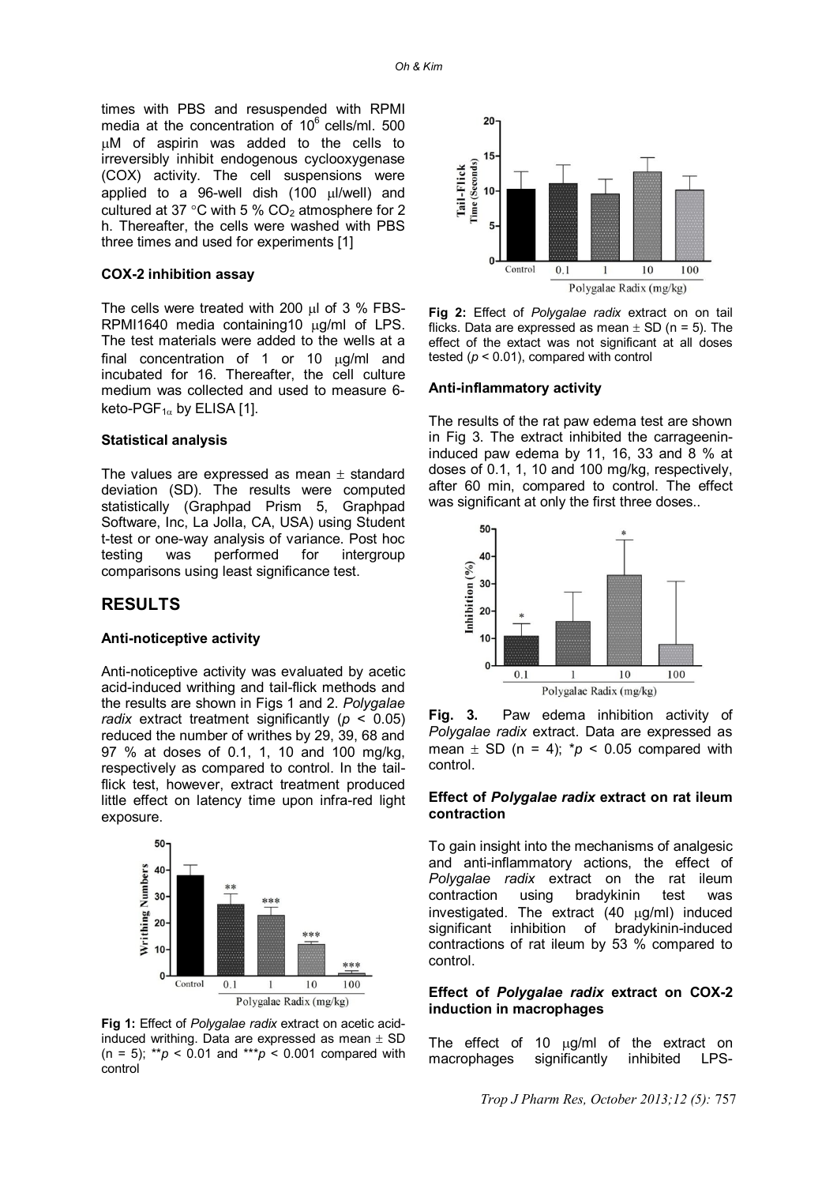times with PBS and resuspended with RPMI media at the concentration of $10^6$ cells/ml. 500 μM of aspirin was added to the cells to irreversibly inhibit endogenous cyclooxygenase (COX) activity. The cell suspensions were applied to a 96-well dish (100 μl/well) and cultured at 37 °C with 5 % $CO_2$ atmosphere for 2 h. Thereafter, the cells were washed with PBS three times and used for experiments [1]

### COX-2 inhibition assay

The cells were treated with 200 μl of 3 % FBS-RPMI1640 media containing10 μg/ml of LPS. The test materials were added to the wells at a final concentration of 1 or 10 μg/ml and incubated for 16. Thereafter, the cell culture medium was collected and used to measure 6-keto-$PGF_{1\alpha}$ by ELISA [1].

### Statistical analysis

The values are expressed as mean ± standard deviation (SD). The results were computed statistically (Graphpad Prism 5, Graphpad Software, Inc, La Jolla, CA, USA) using Student t-test or one-way analysis of variance. Post hoc testing was performed for intergroup comparisons using least significance test.

## RESULTS

### Anti-noticeptive activity

Anti-noticeptive activity was evaluated by acetic acid-induced writhing and tail-flick methods and the results are shown in Figs 1 and 2. *Polygalae radix* extract treatment significantly ($p < 0.05$) reduced the number of writhes by 29, 39, 68 and 97 % at doses of 0.1, 1, 10 and 100 mg/kg, respectively as compared to control. In the tail-flick test, however, extract treatment produced little effect on latency time upon infra-red light exposure.

**Fig 1:** Effect of *Polygalae radix* extract on acetic acid-induced writhing. Data are expressed as mean ± SD (n = 5); **$p < 0.01$ and ***$p < 0.001$ compared with control

**Fig 2:** Effect of *Polygalae radix* extract on on tail flicks. Data are expressed as mean ± SD (n = 5). The effect of the extact was not significant at all doses tested ($p < 0.01$), compared with control

### Anti-inflammatory activity

The results of the rat paw edema test are shown in Fig 3. The extract inhibited the carrageenin-induced paw edema by 11, 16, 33 and 8 % at doses of 0.1, 1, 10 and 100 mg/kg, respectively, after 60 min, compared to control. The effect was significant at only the first three doses..

**Fig. 3.** Paw edema inhibition activity of *Polygalae radix* extract. Data are expressed as mean ± SD (n = 4); *$p < 0.05$ compared with control.

### Effect of *Polygalae radix* extract on rat ileum contraction

To gain insight into the mechanisms of analgesic and anti-inflammatory actions, the effect of *Polygalae radix* extract on the rat ileum contraction using bradykinin test was investigated. The extract (40 μg/ml) induced significant inhibition of bradykinin-induced contractions of rat ileum by 53 % compared to control.

### Effect of *Polygalae radix* extract on COX-2 induction in macrophages

The effect of 10 μg/ml of the extract on macrophages significantly inhibited LPS-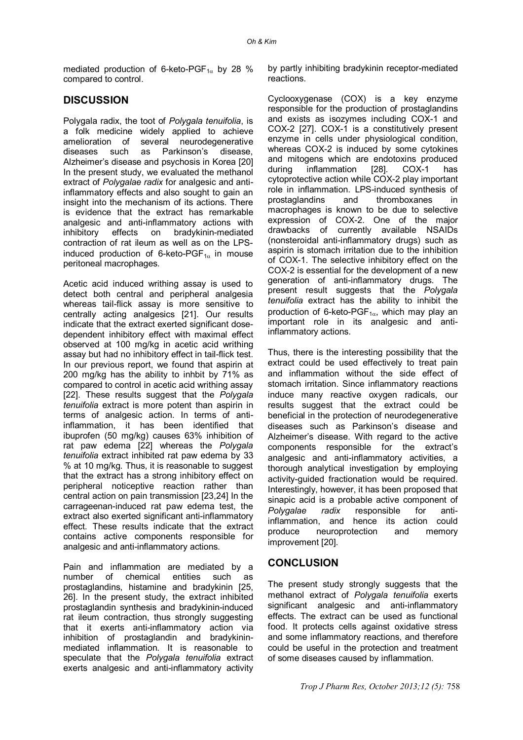mediated production of 6-keto-PGF$_{1\alpha}$ by 28 % compared to control.

## DISCUSSION

Polygala radix, the toot of *Polygala tenuifolia*, is a folk medicine widely applied to achieve amelioration of several neurodegenerative diseases such as Parkinson's disease, Alzheimer's disease and psychosis in Korea [20] In the present study, we evaluated the methanol extract of *Polygalae radix* for analgesic and anti-inflammatory effects and also sought to gain an insight into the mechanism of its actions. There is evidence that the extract has remarkable analgesic and anti-inflammatory actions with inhibitory effects on bradykinin-mediated contraction of rat ileum as well as on the LPS-induced production of 6-keto-PGF$_{1\alpha}$ in mouse peritoneal macrophages.

Acetic acid induced writhing assay is used to detect both central and peripheral analgesia whereas tail-flick assay is more sensitive to centrally acting analgesics [21]. Our results indicate that the extract exerted significant dose-dependent inhibitory effect with maximal effect observed at 100 mg/kg in acetic acid writhing assay but had no inhibitory effect in tail-flick test. In our previous report, we found that aspirin at 200 mg/kg has the ability to inhbit by 71% as compared to control in acetic acid writhing assay [22]. These results suggest that the *Polygala tenuifolia* extract is more potent than aspirin in terms of analgesic action. In terms of anti-inflammation, it has been identified that ibuprofen (50 mg/kg) causes 63% inhibition of rat paw edema [22] whereas the *Polygala tenuifolia* extract inhibited rat paw edema by 33 % at 10 mg/kg. Thus, it is reasonable to suggest that the extract has a strong inhibitory effect on peripheral noticeptive reaction rather than central action on pain transmission [23,24] In the carrageenan-induced rat paw edema test, the extract also exerted significant anti-inflammatory effect. These results indicate that the extract contains active components responsible for analgesic and anti-inflammatory actions.

Pain and inflammation are mediated by a number of chemical entities such as prostaglandins, histamine and bradykinin [25, 26]. In the present study, the extract inhibited prostaglandin synthesis and bradykinin-induced rat ileum contraction, thus strongly suggesting that it exerts anti-inflammatory action via inhibition of prostaglandin and bradykinin-mediated inflammation. It is reasonable to speculate that the *Polygala tenuifolia* extract exerts analgesic and anti-inflammatory activity by partly inhibiting bradykinin receptor-mediated reactions.

Cyclooxygenase (COX) is a key enzyme responsible for the production of prostaglandins and exists as isozymes including COX-1 and COX-2 [27]. COX-1 is a constitutively present enzyme in cells under physiological condition, whereas COX-2 is induced by some cytokines and mitogens which are endotoxins produced during inflammation [28]. COX-1 has cytoprotective action while COX-2 play important role in inflammation. LPS-induced synthesis of prostaglandins and thromboxanes in macrophages is known to be due to selective expression of COX-2. One of the major drawbacks of currently available NSAIDs (nonsteroidal anti-inflammatory drugs) such as aspirin is stomach irritation due to the inhibition of COX-1. The selective inhibitory effect on the COX-2 is essential for the development of a new generation of anti-inflammatory drugs. The present result suggests that the *Polygala tenuifolia* extract has the ability to inhibit the production of 6-keto-PGF$_{1\alpha}$, which may play an important role in its analgesic and anti-inflammatory actions.

Thus, there is the interesting possibility that the extract could be used effectively to treat pain and inflammation without the side effect of stomach irritation. Since inflammatory reactions induce many reactive oxygen radicals, our results suggest that the extract could be beneficial in the protection of neurodegenerative diseases such as Parkinson's disease and Alzheimer's disease. With regard to the active components responsible for the extract's analgesic and anti-inflammatory activities, a thorough analytical investigation by employing activity-guided fractionation would be required. Interestingly, however, it has been proposed that sinapic acid is a probable active component of *Polygalae radix* responsible for anti-inflammation, and hence its action could produce neuroprotection and memory improvement [20].

## CONCLUSION

The present study strongly suggests that the methanol extract of *Polygala tenuifolia* exerts significant analgesic and anti-inflammatory effects. The extract can be used as functional food. It protects cells against oxidative stress and some inflammatory reactions, and therefore could be useful in the protection and treatment of some diseases caused by inflammation.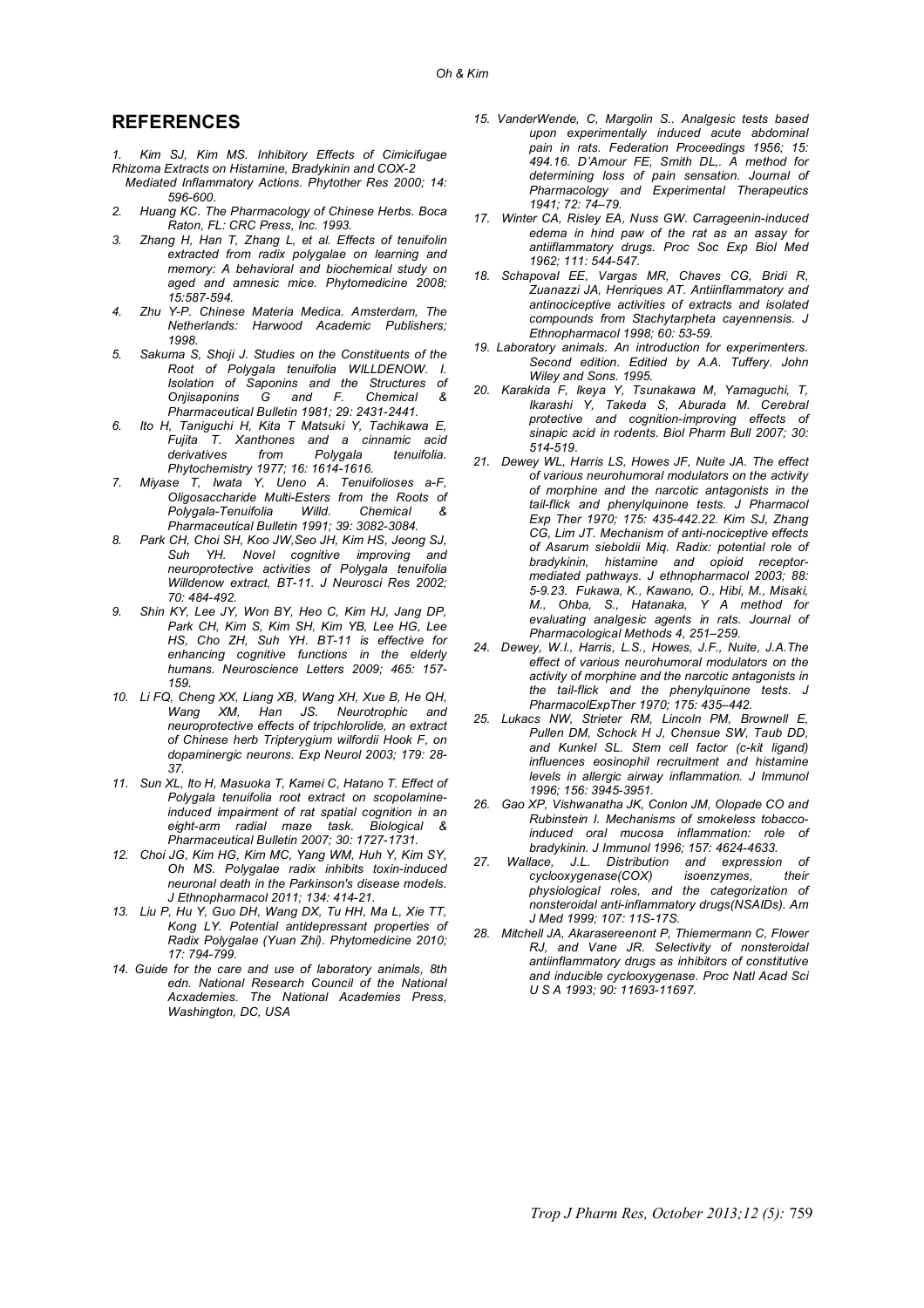## REFERENCES

1. Kim SJ, Kim MS. Inhibitory Effects of Cimicifugae Rhizoma Extracts on Histamine, Bradykinin and COX-2 Mediated Inflammatory Actions. Phytother Res 2000; 14: 596-600.
2. Huang KC. The Pharmacology of Chinese Herbs. Boca Raton, FL: CRC Press, Inc. 1993.
3. Zhang H, Han T, Zhang L, et al. Effects of tenuifolin extracted from radix polygalae on learning and memory: A behavioral and biochemical study on aged and amnesic mice. Phytomedicine 2008; 15:587-594.
4. Zhu Y-P. Chinese Materia Medica. Amsterdam, The Netherlands: Harwood Academic Publishers; 1998.
5. Sakuma S, Shoji J. Studies on the Constituents of the Root of Polygala tenuifolia WILLDENOW. I. Isolation of Saponins and the Structures of Onjisaponins G and F. Chemical & Pharmaceutical Bulletin 1981; 29: 2431-2441.
6. Ito H, Taniguchi H, Kita T Matsuki Y, Tachikawa E, Fujita T. Xanthones and a cinnamic acid derivatives from Polygala tenuifolia. Phytochemistry 1977; 16: 1614-1616.
7. Miyase T, Iwata Y, Ueno A. Tenuifolioses a-F, Oligosaccharide Multi-Esters from the Roots of Polygala-Tenuifolia Willd. Chemical & Pharmaceutical Bulletin 1991; 39: 3082-3084.
8. Park CH, Choi SH, Koo JW,Seo JH, Kim HS, Jeong SJ, Suh YH. Novel cognitive improving and neuroprotective activities of Polygala tenuifolia Willdenow extract, BT-11. J Neurosci Res 2002; 70: 484-492.
9. Shin KY, Lee JY, Won BY, Heo C, Kim HJ, Jang DP, Park CH, Kim S, Kim SH, Kim YB, Lee HG, Lee HS, Cho ZH, Suh YH. BT-11 is effective for enhancing cognitive functions in the elderly humans. Neuroscience Letters 2009; 465: 157-159.
10. Li FQ, Cheng XX, Liang XB, Wang XH, Xue B, He QH, Wang XM, Han JS. Neurotrophic and neuroprotective effects of tripchlorolide, an extract of Chinese herb Tripterygium wilfordii Hook F, on dopaminergic neurons. Exp Neurol 2003; 179: 28-37.
11. Sun XL, Ito H, Masuoka T, Kamei C, Hatano T. Effect of Polygala tenuifolia root extract on scopolamine-induced impairment of rat spatial cognition in an eight-arm radial maze task. Biological & Pharmaceutical Bulletin 2007; 30: 1727-1731.
12. Choi JG, Kim HG, Kim MC, Yang WM, Huh Y, Kim SY, Oh MS. Polygalae radix inhibits toxin-induced neuronal death in the Parkinson's disease models. J Ethnopharmacol 2011; 134: 414-21.
13. Liu P, Hu Y, Guo DH, Wang DX, Tu HH, Ma L, Xie TT, Kong LY. Potential antidepressant properties of Radix Polygalae (Yuan Zhi). Phytomedicine 2010; 17: 794-799.
14. Guide for the care and use of laboratory animals, 8th edn. National Research Council of the National Acxademies. The National Academies Press, Washington, DC, USA
15. VanderWende, C, Margolin S.. Analgesic tests based upon experimentally induced acute abdominal pain in rats. Federation Proceedings 1956; 15: 494.16. D'Amour FE, Smith DL,. A method for determining loss of pain sensation. Journal of Pharmacology and Experimental Therapeutics 1941; 72: 74–79.
17. Winter CA, Risley EA, Nuss GW. Carrageenin-induced edema in hind paw of the rat as an assay for antiflammatory drugs. Proc Soc Exp Biol Med 1962; 111: 544-547.
18. Schapoval EE, Vargas MR, Chaves CG, Bridi R, Zuanazzi JA, Henriques AT. Antiinflammatory and antinociceptive activities of extracts and isolated compounds from Stachytarpheta cayennensis. J Ethnopharmacol 1998; 60: 53-59.
19. Laboratory animals. An introduction for experimenters. Second edition. Editied by A.A. Tuffery. John Wiley and Sons. 1995.
20. Karakida F, Ikeya Y, Tsunakawa M, Yamaguchi, T, Ikarashi Y, Takeda S, Aburada M. Cerebral protective and cognition-improving effects of sinapic acid in rodents. Biol Pharm Bull 2007; 30: 514-519.
21. Dewey WL, Harris LS, Howes JF, Nuite JA. The effect of various neurohumoral modulators on the activity of morphine and the narcotic antagonists in the tail-flick and phenylquinone tests. J Pharmacol Exp Ther 1970; 175: 435-442.22. Kim SJ, Zhang CG, Lim JT. Mechanism of anti-nociceptive effects of Asarum sieboldii Miq. Radix: potential role of bradykinin, histamine and opioid receptor-mediated pathways. J ethnopharmacol 2003; 88: 5-9.23. Fukawa, K., Kawano, O., Hibi, M., Misaki, M., Ohba, S., Hatanaka, Y A method for evaluating analgesic agents in rats. Journal of Pharmacological Methods 4, 251–259.
24. Dewey, W.I., Harris, L.S., Howes, J.F., Nuite, J.A.The effect of various neurohumoral modulators on the activity of morphine and the narcotic antagonists in the tail-flick and the phenylquinone tests. J PharmacolExpTher 1970; 175: 435–442.
25. Lukacs NW, Strieter RM, Lincoln PM, Brownell E, Pullen DM, Schock H J, Chensue SW, Taub DD, and Kunkel SL. Stem cell factor (c-kit ligand) influences eosinophil recruitment and histamine levels in allergic airway inflammation. J Immunol 1996; 156: 3945-3951.
26. Gao XP, Vishwanatha JK, Conlon JM, Olopade CO and Rubinstein I. Mechanisms of smokeless tobacco-induced oral mucosa inflammation: role of bradykinin. J Immunol 1996; 157: 4624-4633.
27. Wallace, J.L. Distribution and expression of cyclooxygenase(COX) isoenzymes, their physiological roles, and the categorization of nonsteroidal anti-inflammatory drugs(NSAIDs). Am J Med 1999; 107: 11S-17S.
28. Mitchell JA, Akarasereenont P, Thiemermann C, Flower RJ, and Vane JR. Selectivity of nonsteroidal antiinflammatory drugs as inhibitors of constitutive and inducible cyclooxygenase. Proc Natl Acad Sci U S A 1993; 90: 11693-11697.